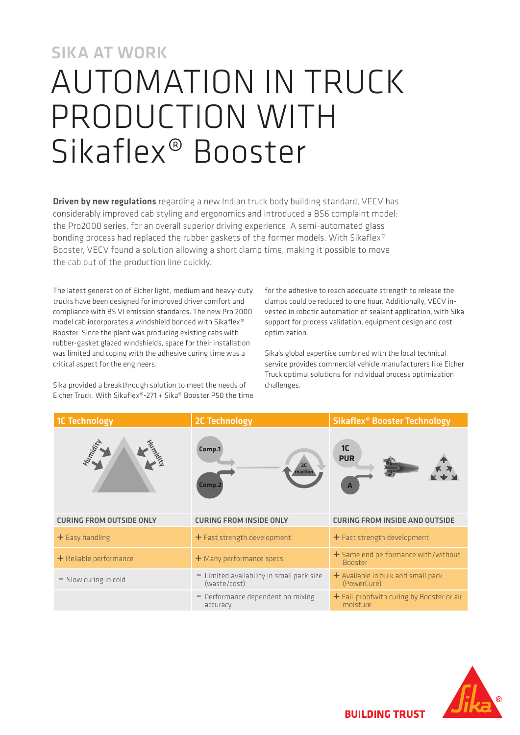SIKA AT WORK

# AUTOMATION IN TRUCK PRODUCTION WITH Sikaflex® Booster

**Driven by new regulations** regarding a new Indian truck body building standard, VECV has considerably improved cab styling and ergonomics and introduced a BS6 complaint model: the Pro2000 series, for an overall superior driving experience. A semi-automated glass bonding process had replaced the rubber gaskets of the former models. With Sikaflex® Booster, VECV found a solution allowing a short clamp time, making it possible to move the cab out of the production line quickly.

The latest generation of Eicher light, medium and heavy-duty trucks have been designed for improved driver comfort and compliance with BS VI emission standards. The new Pro 2000 model cab incorporates a windshield bonded with Sikaflex® Booster. Since the plant was producing existing cabs with rubber-gasket glazed windshields, space for their installation was limited and coping with the adhesive curing time was a critical aspect for the engineers.

Sika provided a breakthrough solution to meet the needs of Eicher Truck. With Sikaflex®-271 + Sika® Booster P50 the time for the adhesive to reach adequate strength to release the clamps could be reduced to one hour. Additionally, VECV invested in robotic automation of sealant application, with Sika support for process validation, equipment design and cost optimization.

Sika's global expertise combined with the local technical service provides commercial vehicle manufacturers like Eicher Truck optimal solutions for individual process optimization challenges.

| 1C Technology | 2C Technology | Sikaflex® Booster Technology |
|---|---|---|
| CURING FROM OUTSIDE ONLY | CURING FROM INSIDE ONLY | CURING FROM INSIDE AND OUTSIDE |
| + Easy handling | + Fast strength development | + Fast strength development |
| + Reliable performance | + Many performance specs | + Same end performance with/without Booster |
| − Slow curing in cold | − Limited availability in small pack size (waste/cost) | + Available in bulk and small pack (PowerCure) |
| | − Performance dependent on mixing accuracy | + Fail-proofwith curing by Booster or air moisture |

BUILDING TRUST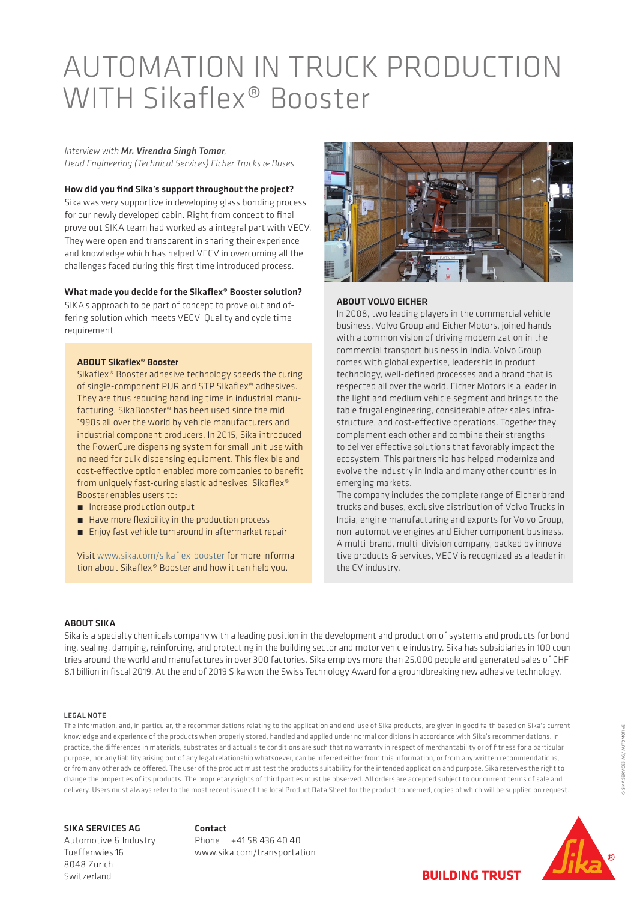# AUTOMATION IN TRUCK PRODUCTION WITH Sikaflex® Booster

*Interview with **Mr. Virendra Singh Tomar**,*
*Head Engineering (Technical Services) Eicher Trucks & Buses*

**How did you find Sika's support throughout the project?**
Sika was very supportive in developing glass bonding process for our newly developed cabin. Right from concept to final prove out SIKA team had worked as a integral part with VECV. They were open and transparent in sharing their experience and knowledge which has helped VECV in overcoming all the challenges faced during this first time introduced process.

**What made you decide for the Sikaflex® Booster solution?**
SIKA's approach to be part of concept to prove out and offering solution which meets VECV Quality and cycle time requirement.

### ABOUT Sikaflex® Booster

Sikaflex® Booster adhesive technology speeds the curing of single-component PUR and STP Sikaflex® adhesives. They are thus reducing handling time in industrial manufacturing. SikaBooster® has been used since the mid 1990s all over the world by vehicle manufacturers and industrial component producers. In 2015, Sika introduced the PowerCure dispensing system for small unit use with no need for bulk dispensing equipment. This flexible and cost-effective option enabled more companies to benefit from uniquely fast-curing elastic adhesives. Sikaflex® Booster enables users to:

- Increase production output
- Have more flexibility in the production process
- Enjoy fast vehicle turnaround in aftermarket repair

Visit www.sika.com/sikaflex-booster for more information about Sikaflex® Booster and how it can help you.

### ABOUT VOLVO EICHER

In 2008, two leading players in the commercial vehicle business, Volvo Group and Eicher Motors, joined hands with a common vision of driving modernization in the commercial transport business in India. Volvo Group comes with global expertise, leadership in product technology, well-defined processes and a brand that is respected all over the world. Eicher Motors is a leader in the light and medium vehicle segment and brings to the table frugal engineering, considerable after sales infrastructure, and cost-effective operations. Together they complement each other and combine their strengths to deliver effective solutions that favorably impact the ecosystem. This partnership has helped modernize and evolve the industry in India and many other countries in emerging markets.
The company includes the complete range of Eicher brand trucks and buses, exclusive distribution of Volvo Trucks in India, engine manufacturing and exports for Volvo Group, non-automotive engines and Eicher component business. A multi-brand, multi-division company, backed by innovative products & services, VECV is recognized as a leader in the CV industry.

### ABOUT SIKA

Sika is a specialty chemicals company with a leading position in the development and production of systems and products for bonding, sealing, damping, reinforcing, and protecting in the building sector and motor vehicle industry. Sika has subsidiaries in 100 countries around the world and manufactures in over 300 factories. Sika employs more than 25,000 people and generated sales of CHF 8.1 billion in fiscal 2019. At the end of 2019 Sika won the Swiss Technology Award for a groundbreaking new adhesive technology.

#### LEGAL NOTE

The information, and, in particular, the recommendations relating to the application and end-use of Sika products, are given in good faith based on Sika's current knowledge and experience of the products when properly stored, handled and applied under normal conditions in accordance with Sika's recommendations. in practice, the differences in materials, substrates and actual site conditions are such that no warranty in respect of merchantability or of fitness for a particular purpose, nor any legal liability arising out of any legal relationship whatsoever, can be inferred either from this information, or from any written recommendations, or from any other advice offered. The user of the product must test the products suitability for the intended application and purpose. Sika reserves the right to change the properties of its products. The proprietary rights of third parties must be observed. All orders are accepted subject to our current terms of sale and delivery. Users must always refer to the most recent issue of the local Product Data Sheet for the product concerned, copies of which will be supplied on request.

**SIKA SERVICES AG**
Automotive & Industry
Tueffenwies 16
8048 Zurich
Switzerland

**Contact**
Phone +41 58 436 40 40
www.sika.com/transportation

**BUILDING TRUST**

© SIKA SERVICES AG / AUTOMOTIVE